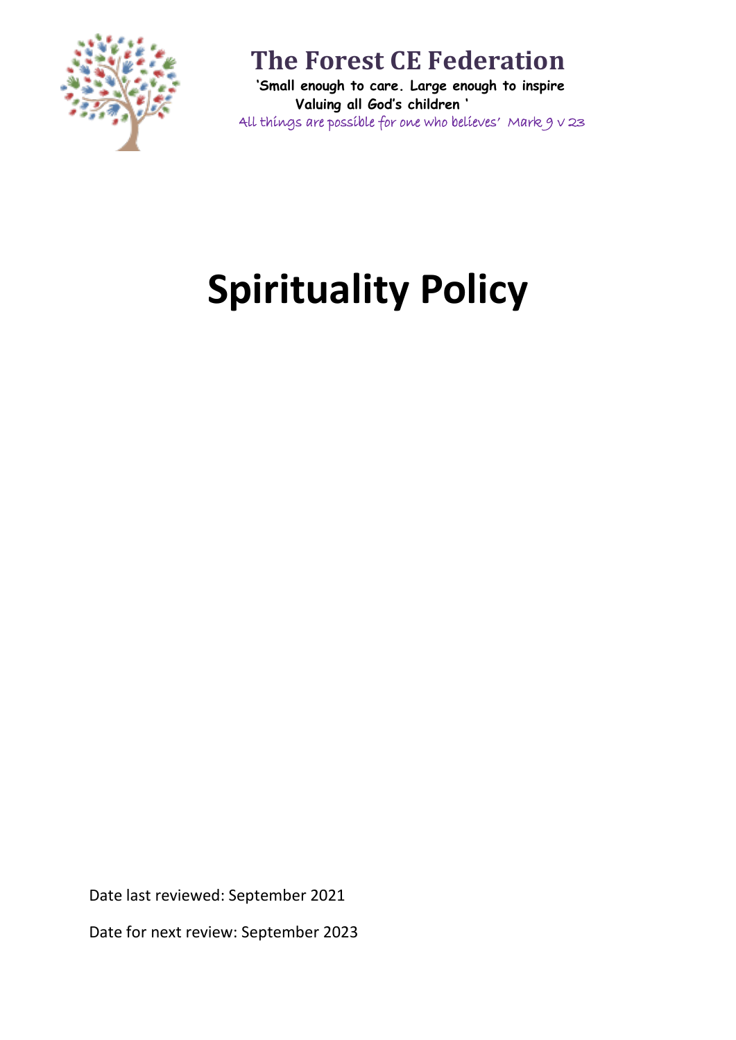**The Forest CE Federation**

**'Small enough to care. Large enough to inspire**
**Valuing all God's children '**

All things are possible for one who believes' Mark 9 v 23

# Spirituality Policy

Date last reviewed: September 2021

Date for next review: September 2023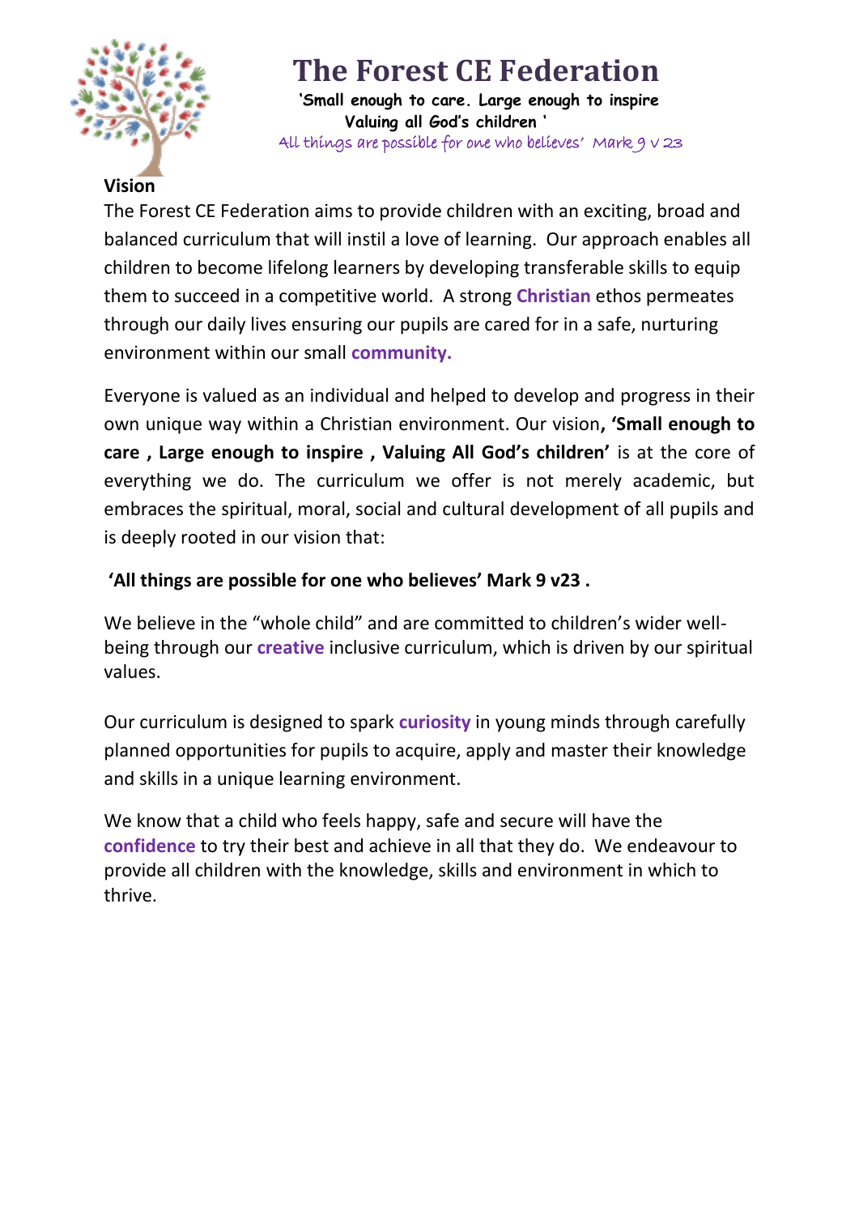# The Forest CE Federation

**'Small enough to care. Large enough to inspire**
**Valuing all God's children '**

All things are possible for one who believes' Mark 9 v 23

## Vision

The Forest CE Federation aims to provide children with an exciting, broad and balanced curriculum that will instil a love of learning. Our approach enables all children to become lifelong learners by developing transferable skills to equip them to succeed in a competitive world. A strong **Christian** ethos permeates through our daily lives ensuring our pupils are cared for in a safe, nurturing environment within our small **community.**

Everyone is valued as an individual and helped to develop and progress in their own unique way within a Christian environment. Our vision**, 'Small enough to care , Large enough to inspire , Valuing All God's children'** is at the core of everything we do. The curriculum we offer is not merely academic, but embraces the spiritual, moral, social and cultural development of all pupils and is deeply rooted in our vision that:

**'All things are possible for one who believes' Mark 9 v23 .**

We believe in the "whole child" and are committed to children's wider well-being through our **creative** inclusive curriculum, which is driven by our spiritual values.

Our curriculum is designed to spark **curiosity** in young minds through carefully planned opportunities for pupils to acquire, apply and master their knowledge and skills in a unique learning environment.

We know that a child who feels happy, safe and secure will have the **confidence** to try their best and achieve in all that they do. We endeavour to provide all children with the knowledge, skills and environment in which to thrive.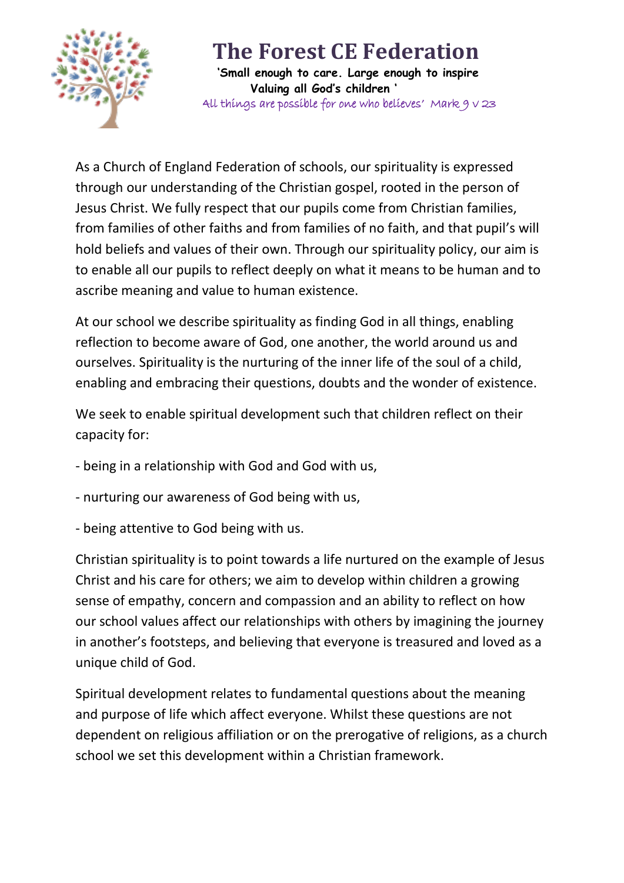# The Forest CE Federation

**'Small enough to care. Large enough to inspire**
**Valuing all God's children '**

All things are possible for one who believes' Mark 9 v 23

As a Church of England Federation of schools, our spirituality is expressed through our understanding of the Christian gospel, rooted in the person of Jesus Christ. We fully respect that our pupils come from Christian families, from families of other faiths and from families of no faith, and that pupil's will hold beliefs and values of their own. Through our spirituality policy, our aim is to enable all our pupils to reflect deeply on what it means to be human and to ascribe meaning and value to human existence.

At our school we describe spirituality as finding God in all things, enabling reflection to become aware of God, one another, the world around us and ourselves. Spirituality is the nurturing of the inner life of the soul of a child, enabling and embracing their questions, doubts and the wonder of existence.

We seek to enable spiritual development such that children reflect on their capacity for:

- being in a relationship with God and God with us,
- nurturing our awareness of God being with us,
- being attentive to God being with us.

Christian spirituality is to point towards a life nurtured on the example of Jesus Christ and his care for others; we aim to develop within children a growing sense of empathy, concern and compassion and an ability to reflect on how our school values affect our relationships with others by imagining the journey in another's footsteps, and believing that everyone is treasured and loved as a unique child of God.

Spiritual development relates to fundamental questions about the meaning and purpose of life which affect everyone. Whilst these questions are not dependent on religious affiliation or on the prerogative of religions, as a church school we set this development within a Christian framework.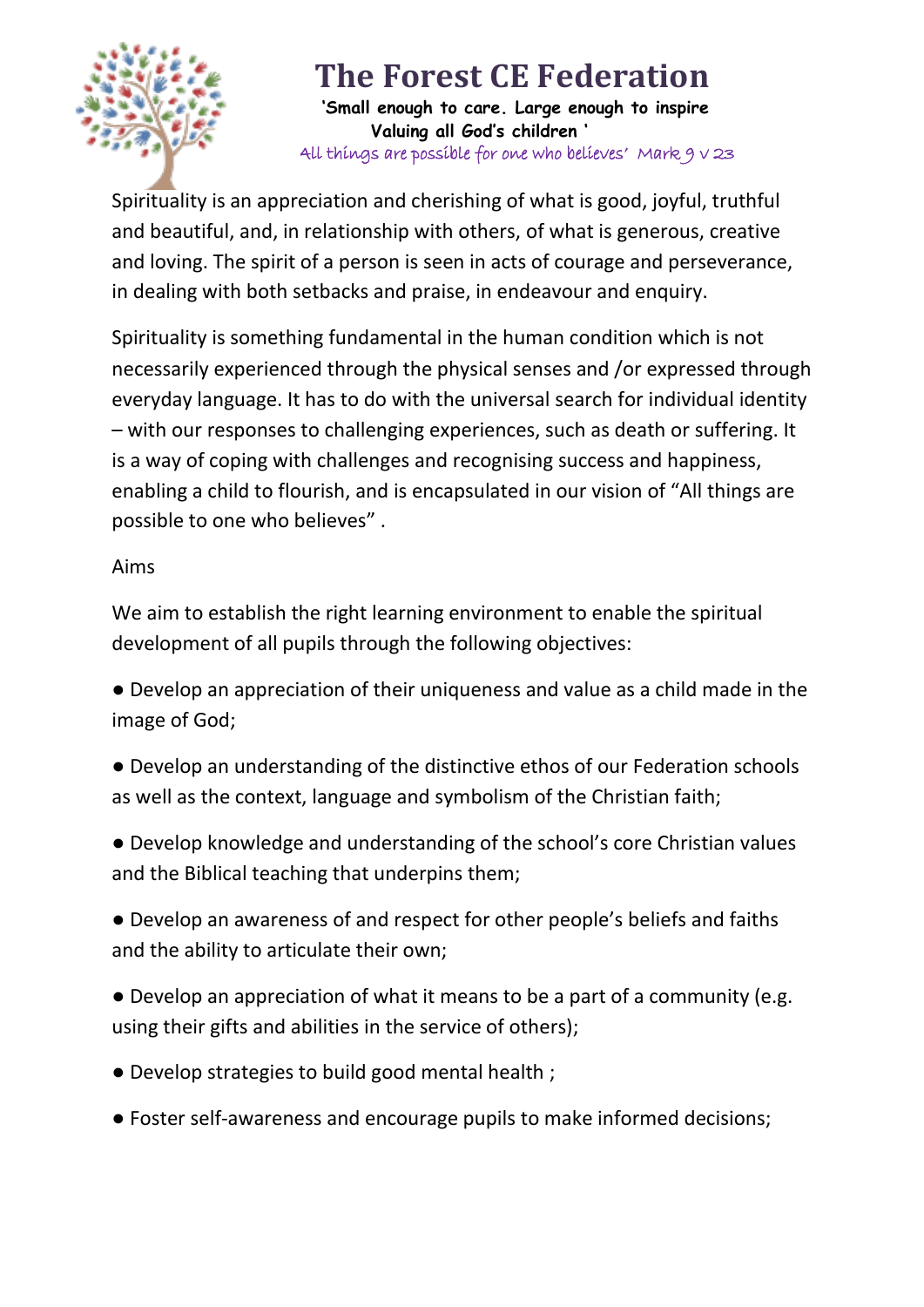Spirituality is an appreciation and cherishing of what is good, joyful, truthful and beautiful, and, in relationship with others, of what is generous, creative and loving. The spirit of a person is seen in acts of courage and perseverance, in dealing with both setbacks and praise, in endeavour and enquiry.

Spirituality is something fundamental in the human condition which is not necessarily experienced through the physical senses and /or expressed through everyday language. It has to do with the universal search for individual identity – with our responses to challenging experiences, such as death or suffering. It is a way of coping with challenges and recognising success and happiness, enabling a child to flourish, and is encapsulated in our vision of "All things are possible to one who believes" .

Aims

We aim to establish the right learning environment to enable the spiritual development of all pupils through the following objectives:

- Develop an appreciation of their uniqueness and value as a child made in the image of God;
- Develop an understanding of the distinctive ethos of our Federation schools as well as the context, language and symbolism of the Christian faith;
- Develop knowledge and understanding of the school's core Christian values and the Biblical teaching that underpins them;
- Develop an awareness of and respect for other people's beliefs and faiths and the ability to articulate their own;
- Develop an appreciation of what it means to be a part of a community (e.g. using their gifts and abilities in the service of others);
- Develop strategies to build good mental health ;
- Foster self-awareness and encourage pupils to make informed decisions;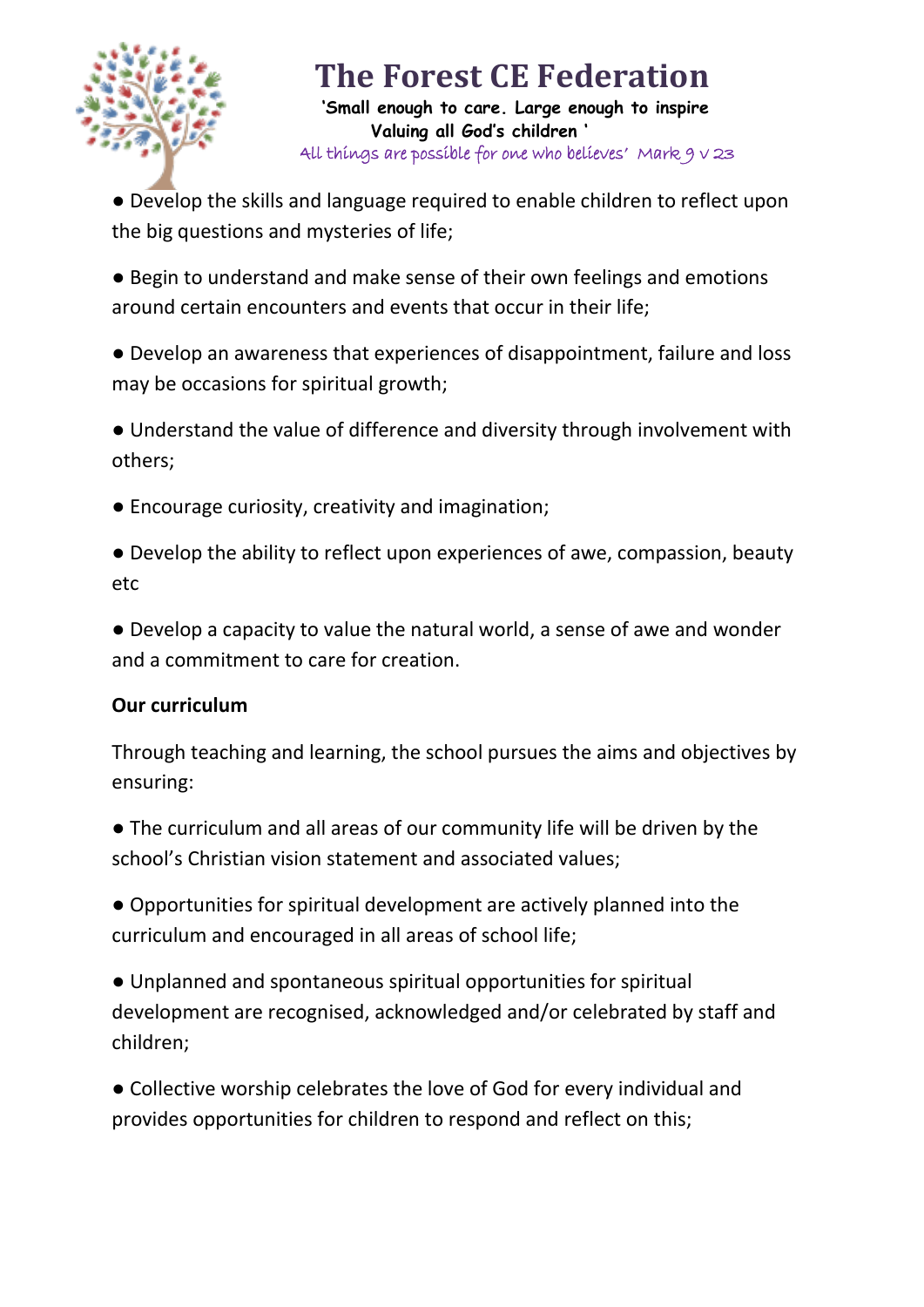● Develop the skills and language required to enable children to reflect upon the big questions and mysteries of life;

● Begin to understand and make sense of their own feelings and emotions around certain encounters and events that occur in their life;

● Develop an awareness that experiences of disappointment, failure and loss may be occasions for spiritual growth;

● Understand the value of difference and diversity through involvement with others;

● Encourage curiosity, creativity and imagination;

● Develop the ability to reflect upon experiences of awe, compassion, beauty etc

● Develop a capacity to value the natural world, a sense of awe and wonder and a commitment to care for creation.

**Our curriculum**

Through teaching and learning, the school pursues the aims and objectives by ensuring:

● The curriculum and all areas of our community life will be driven by the school's Christian vision statement and associated values;

● Opportunities for spiritual development are actively planned into the curriculum and encouraged in all areas of school life;

● Unplanned and spontaneous spiritual opportunities for spiritual development are recognised, acknowledged and/or celebrated by staff and children;

● Collective worship celebrates the love of God for every individual and provides opportunities for children to respond and reflect on this;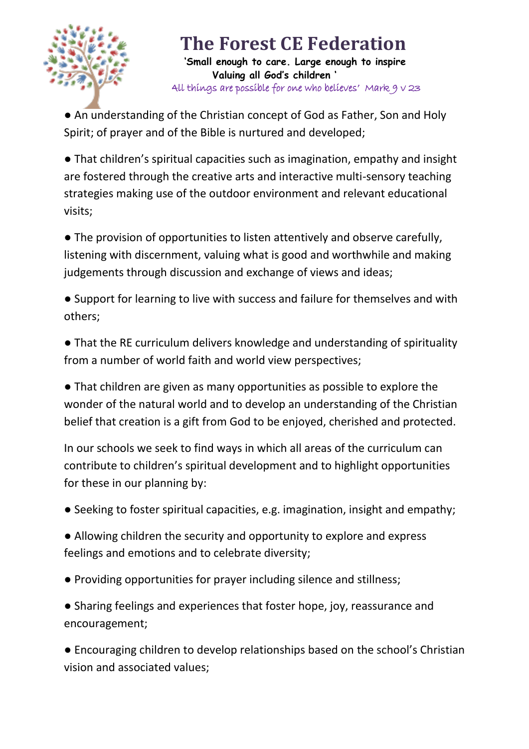- An understanding of the Christian concept of God as Father, Son and Holy Spirit; of prayer and of the Bible is nurtured and developed;

- That children's spiritual capacities such as imagination, empathy and insight are fostered through the creative arts and interactive multi-sensory teaching strategies making use of the outdoor environment and relevant educational visits;

- The provision of opportunities to listen attentively and observe carefully, listening with discernment, valuing what is good and worthwhile and making judgements through discussion and exchange of views and ideas;

- Support for learning to live with success and failure for themselves and with others;

- That the RE curriculum delivers knowledge and understanding of spirituality from a number of world faith and world view perspectives;

- That children are given as many opportunities as possible to explore the wonder of the natural world and to develop an understanding of the Christian belief that creation is a gift from God to be enjoyed, cherished and protected.

In our schools we seek to find ways in which all areas of the curriculum can contribute to children's spiritual development and to highlight opportunities for these in our planning by:

- Seeking to foster spiritual capacities, e.g. imagination, insight and empathy;

- Allowing children the security and opportunity to explore and express feelings and emotions and to celebrate diversity;

- Providing opportunities for prayer including silence and stillness;

- Sharing feelings and experiences that foster hope, joy, reassurance and encouragement;

- Encouraging children to develop relationships based on the school's Christian vision and associated values;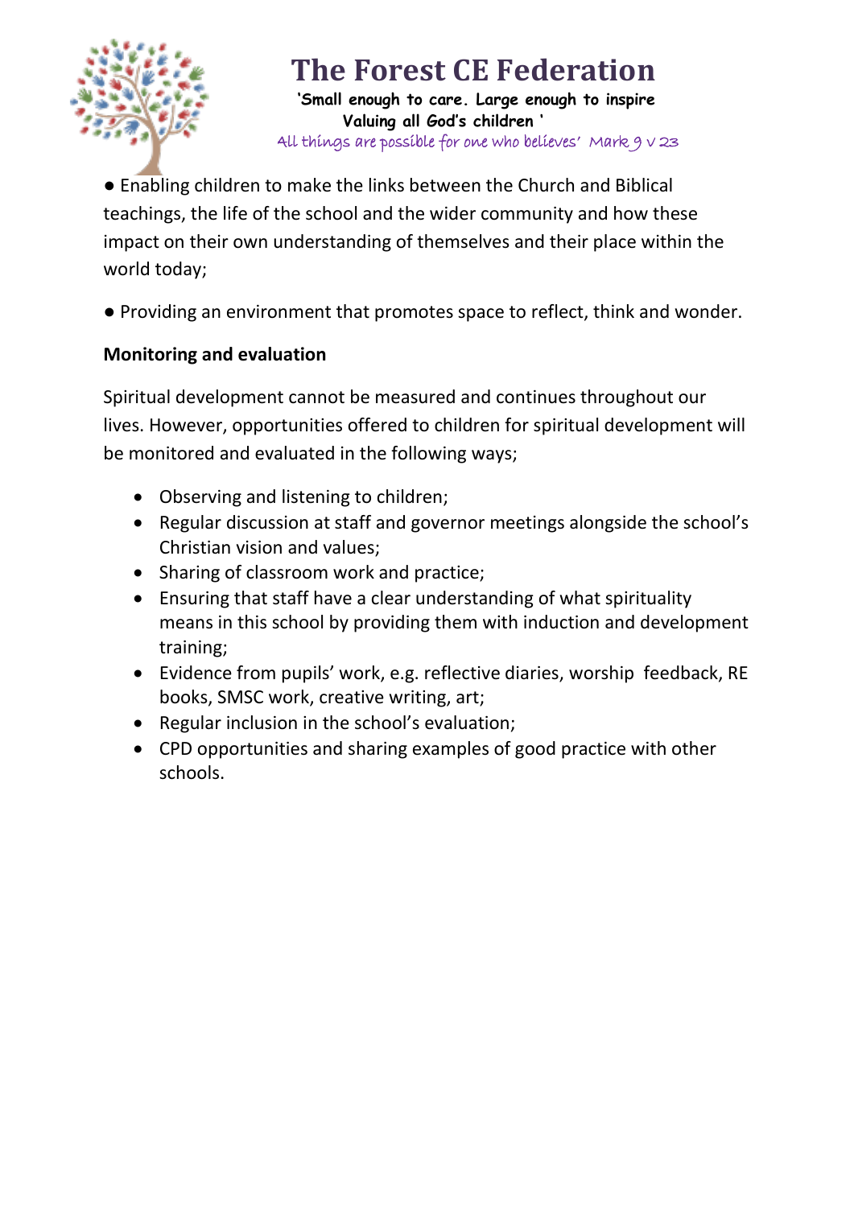● Enabling children to make the links between the Church and Biblical teachings, the life of the school and the wider community and how these impact on their own understanding of themselves and their place within the world today;

● Providing an environment that promotes space to reflect, think and wonder.

**Monitoring and evaluation**

Spiritual development cannot be measured and continues throughout our lives. However, opportunities offered to children for spiritual development will be monitored and evaluated in the following ways;

- Observing and listening to children;
- Regular discussion at staff and governor meetings alongside the school's Christian vision and values;
- Sharing of classroom work and practice;
- Ensuring that staff have a clear understanding of what spirituality means in this school by providing them with induction and development training;
- Evidence from pupils' work, e.g. reflective diaries, worship feedback, RE books, SMSC work, creative writing, art;
- Regular inclusion in the school's evaluation;
- CPD opportunities and sharing examples of good practice with other schools.